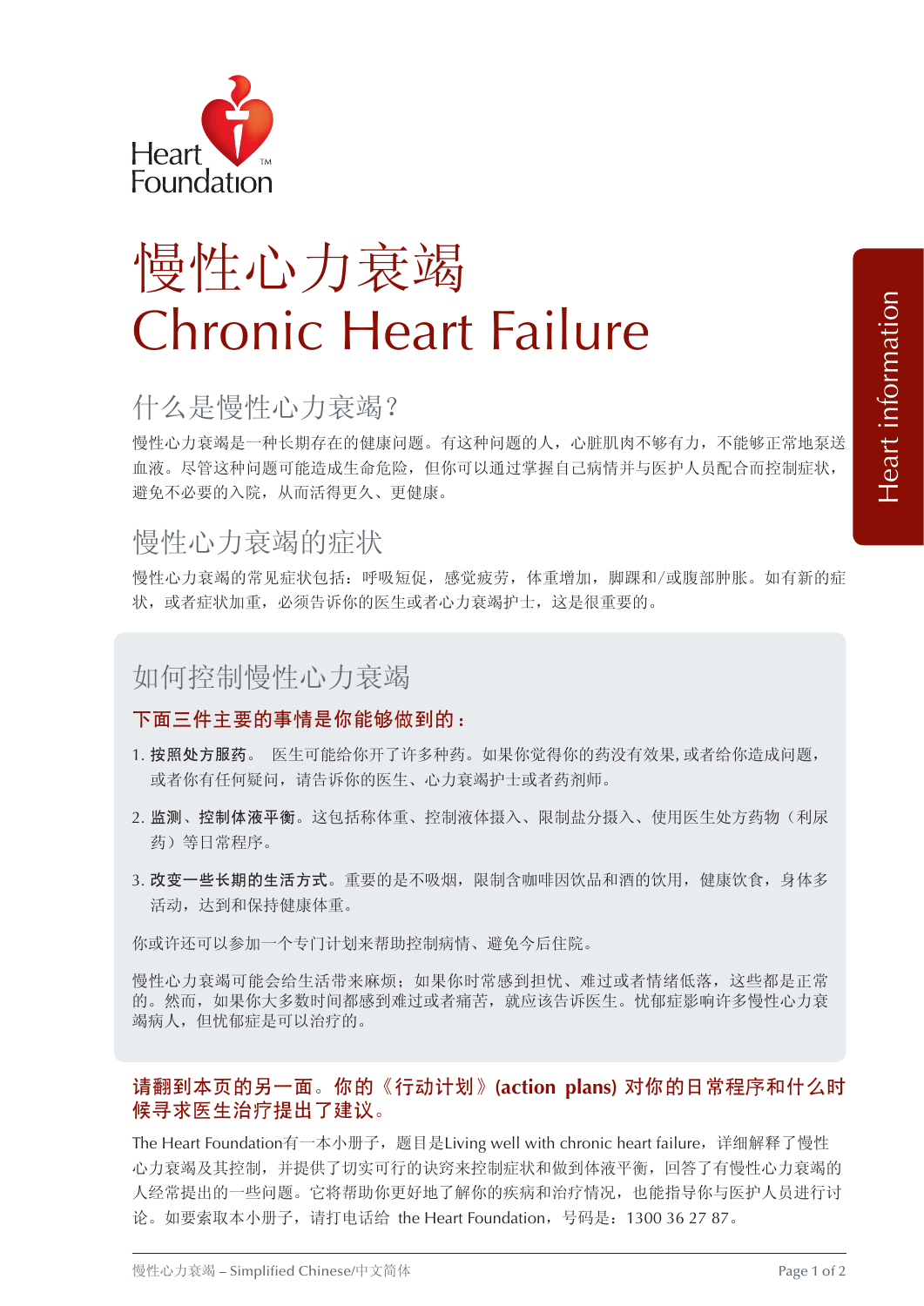Heart Foundation

# 慢性心力衰竭
# Chronic Heart Failure

Heart information

## 什么是慢性心力衰竭？

慢性心力衰竭是一种长期存在的健康问题。有这种问题的人，心脏肌肉不够有力，不能够正常地泵送血液。尽管这种问题可能造成生命危险，但你可以通过掌握自己病情并与医护人员配合而控制症状，避免不必要的入院，从而活得更久、更健康。

## 慢性心力衰竭的症状

慢性心力衰竭的常见症状包括：呼吸短促，感觉疲劳，体重增加，脚踝和/或腹部肿胀。如有新的症状，或者症状加重，必须告诉你的医生或者心力衰竭护士，这是很重要的。

## 如何控制慢性心力衰竭

**下面三件主要的事情是你能够做到的：**

1. **按照处方服药**。 医生可能给你开了许多种药。如果你觉得你的药没有效果, 或者给你造成问题，或者你有任何疑问，请告诉你的医生、心力衰竭护士或者药剂师。
2. **监测、控制体液平衡**。这包括称体重、控制液体摄入、限制盐分摄入、使用医生处方药物（利尿药）等日常程序。
3. **改变一些长期的生活方式**。重要的是不吸烟，限制含咖啡因饮品和酒的饮用，健康饮食，身体多活动，达到和保持健康体重。

你或许还可以参加一个专门计划来帮助控制病情、避免今后住院。

慢性心力衰竭可能会给生活带来麻烦；如果你时常感到担忧、难过或者情绪低落，这些都是正常的。然而，如果你大多数时间都感到难过或者痛苦，就应该告诉医生。忧郁症影响许多慢性心力衰竭病人，但忧郁症是可以治疗的。

**请翻到本页的另一面。你的《行动计划》(action plans) 对你的日常程序和什么时候寻求医生治疗提出了建议。**

The Heart Foundation有一本小册子，题目是Living well with chronic heart failure，详细解释了慢性心力衰竭及其控制，并提供了切实可行的诀窍来控制症状和做到体液平衡，回答了有慢性心力衰竭的人经常提出的一些问题。它将帮助你更好地了解你的疾病和治疗情况，也能指导你与医护人员进行讨论。如要索取本小册子，请打电话给 the Heart Foundation，号码是：1300 36 27 87。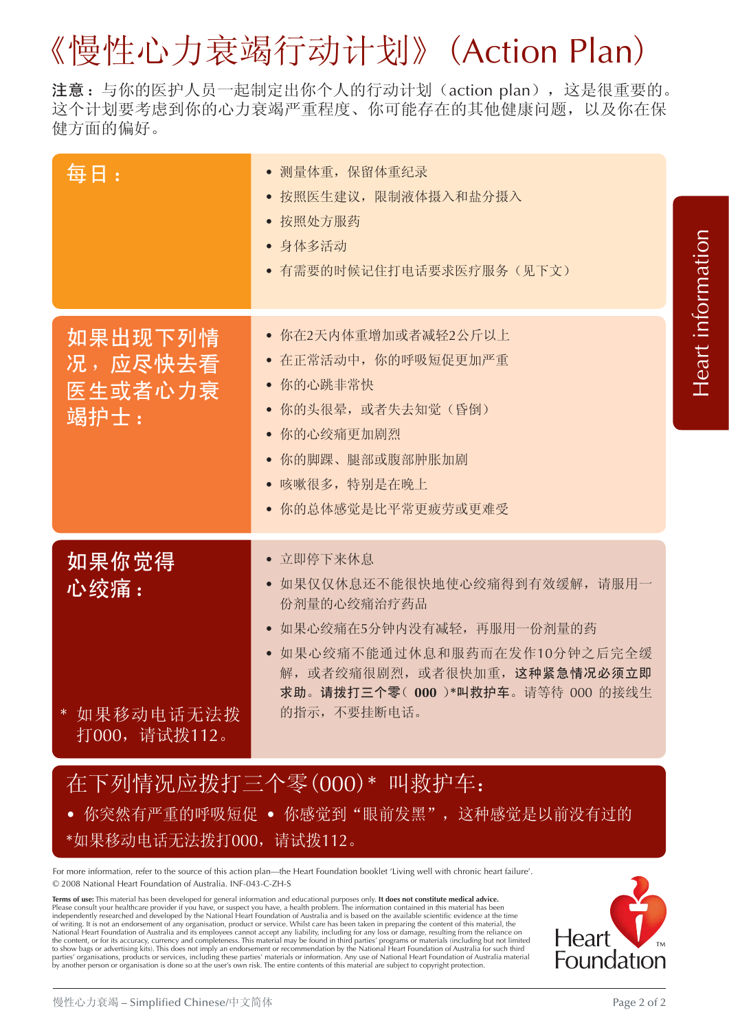# 《慢性心力衰竭行动计划》(Action Plan)

**注意：**与你的医护人员一起制定出你个人的行动计划（action plan），这是很重要的。这个计划要考虑到你的心力衰竭严重程度、你可能存在的其他健康问题，以及你在保健方面的偏好。

## 每日：

- 测量体重，保留体重纪录
- 按照医生建议，限制液体摄入和盐分摄入
- 按照处方服药
- 身体多活动
- 有需要的时候记住打电话要求医疗服务（见下文）

## 如果出现下列情况，应尽快去看医生或者心力衰竭护士：

- 你在2天内体重增加或者减轻2公斤以上
- 在正常活动中，你的呼吸短促更加严重
- 你的心跳非常快
- 你的头很晕，或者失去知觉（昏倒）
- 你的心绞痛更加剧烈
- 你的脚踝、腿部或腹部肿胀加剧
- 咳嗽很多，特别是在晚上
- 你的总体感觉是比平常更疲劳或更难受

## 如果你觉得心绞痛：

- 立即停下来休息
- 如果仅仅休息还不能很快地使心绞痛得到有效缓解，请服用一份剂量的心绞痛治疗药品
- 如果心绞痛在5分钟内没有减轻，再服用一份剂量的药
- 如果心绞痛不能通过休息和服药而在发作10分钟之后完全缓解，或者绞痛很剧烈，或者很快加重，**这种紧急情况必须立即求助。请拨打三个零（ 000 ）*叫救护车**。请等待 000 的接线生的指示，不要挂断电话。

* 如果移动电话无法拨打000，请试拨112。

## 在下列情况应拨打三个零(000)* 叫救护车：

- 你突然有严重的呼吸短促
- 你感觉到“眼前发黑”，这种感觉是以前没有过的

*如果移动电话无法拨打000，请试拨112。

For more information, refer to the source of this action plan—the Heart Foundation booklet 'Living well with chronic heart failure'.
© 2008 National Heart Foundation of Australia. INF-043-C-ZH-S

**Terms of use:** This material has been developed for general information and educational purposes only. **It does not constitute medical advice.** Please consult your healthcare provider if you have, or suspect you have, a health problem. The information contained in this material has been independently researched and developed by the National Heart Foundation of Australia and is based on the available scientific evidence at the time of writing. It is not an endorsement of any organisation, product or service. Whilst care has been taken in preparing the content of this material, the National Heart Foundation of Australia and its employees cannot accept any liability, including for any loss or damage, resulting from the reliance on the content, or for its accuracy, currency and completeness. This material may be found in third parties' programs or materials (including but not limited to show bags or advertising kits). This does not imply an endorsement or recommendation by the National Heart Foundation of Australia for such third parties' organisations, products or services, including these parties' materials or information. Any use of National Heart Foundation of Australia material by another person or organisation is done so at the user's own risk. The entire contents of this material are subject to copyright protection.

Heart Foundation